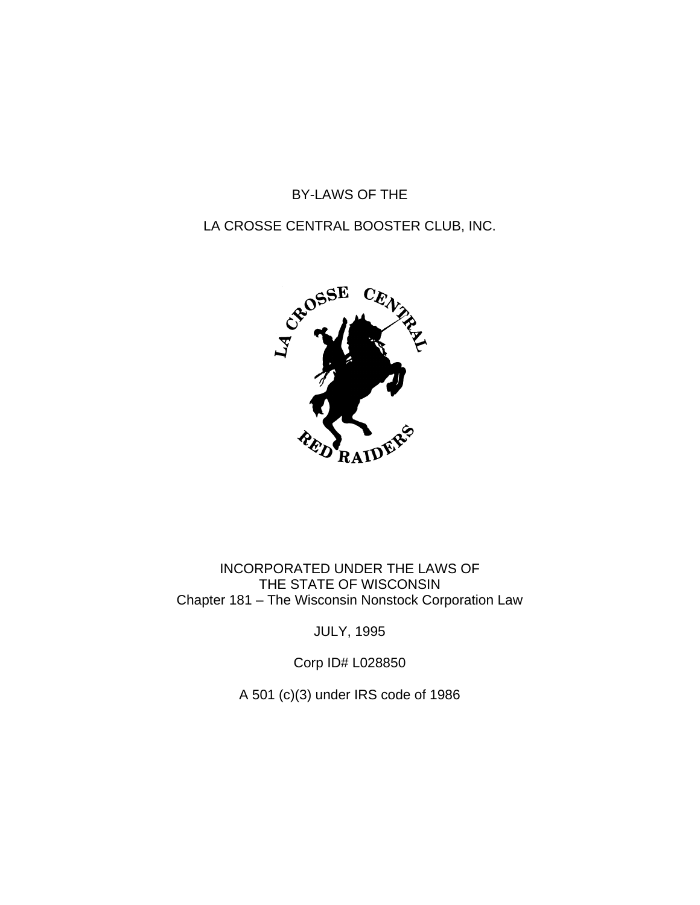# BY-LAWS OF THE

# LA CROSSE CENTRAL BOOSTER CLUB, INC.

INCORPORATED UNDER THE LAWS OF
THE STATE OF WISCONSIN
Chapter 181 – The Wisconsin Nonstock Corporation Law

JULY, 1995

Corp ID# L028850

A 501 (c)(3) under IRS code of 1986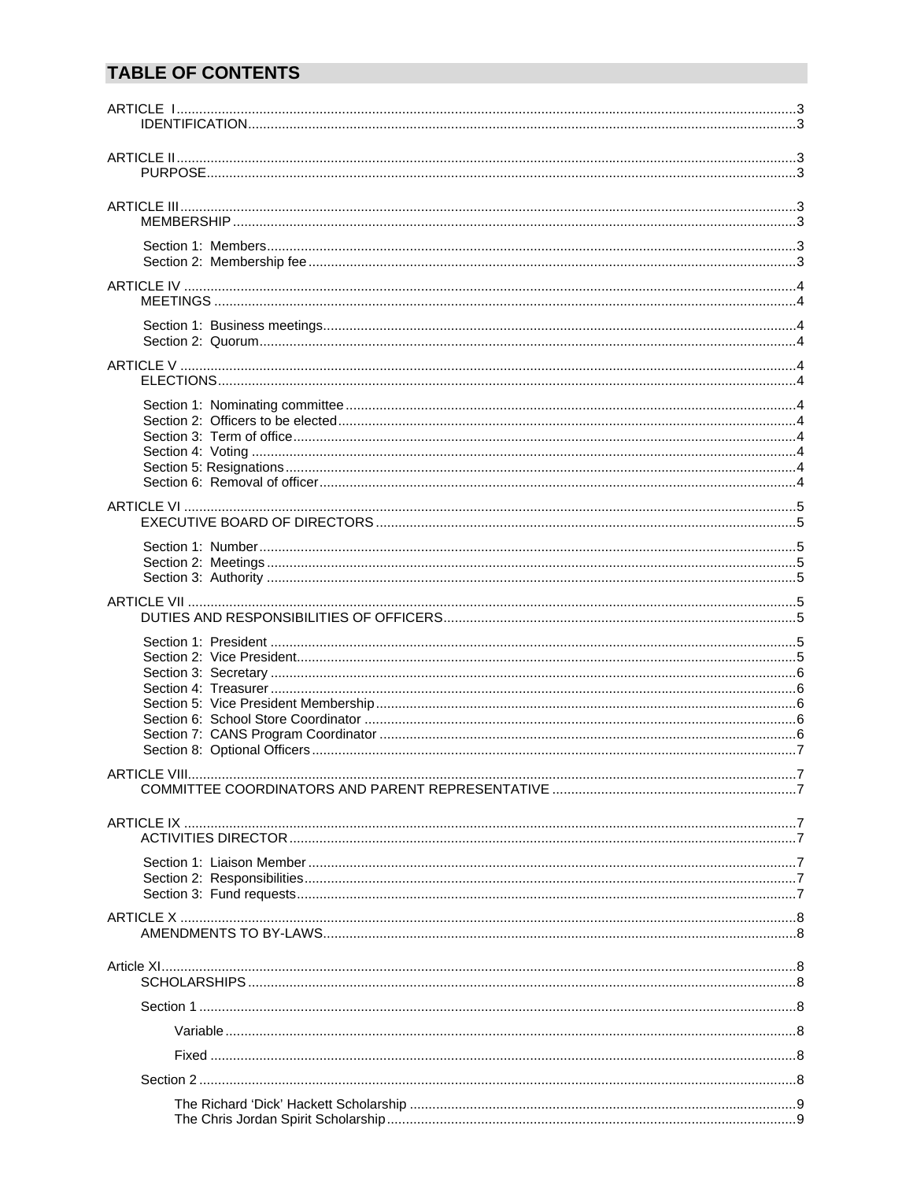## TABLE OF CONTENTS

ARTICLE I...3
IDENTIFICATION...3

ARTICLE II...3
PURPOSE...3

ARTICLE III...3
MEMBERSHIP...3

Section 1: Members...3
Section 2: Membership fee...3

ARTICLE IV...4
MEETINGS...4

Section 1: Business meetings...4
Section 2: Quorum...4

ARTICLE V...4
ELECTIONS...4

Section 1: Nominating committee...4
Section 2: Officers to be elected...4
Section 3: Term of office...4
Section 4: Voting...4
Section 5: Resignations...4
Section 6: Removal of officer...4

ARTICLE VI...5
EXECUTIVE BOARD OF DIRECTORS...5

Section 1: Number...5
Section 2: Meetings...5
Section 3: Authority...5

ARTICLE VII...5
DUTIES AND RESPONSIBILITIES OF OFFICERS...5

Section 1: President...5
Section 2: Vice President...5
Section 3: Secretary...6
Section 4: Treasurer...6
Section 5: Vice President Membership...6
Section 6: School Store Coordinator...6
Section 7: CANS Program Coordinator...6
Section 8: Optional Officers...7

ARTICLE VIII...7
COMMITTEE COORDINATORS AND PARENT REPRESENTATIVE...7

ARTICLE IX...7
ACTIVITIES DIRECTOR...7

Section 1: Liaison Member...7
Section 2: Responsibilities...7
Section 3: Fund requests...7

ARTICLE X...8
AMENDMENTS TO BY-LAWS...8

Article XI...8
SCHOLARSHIPS...8

Section 1...8

Variable...8

Fixed...8

Section 2...8

The Richard 'Dick' Hackett Scholarship...9
The Chris Jordan Spirit Scholarship...9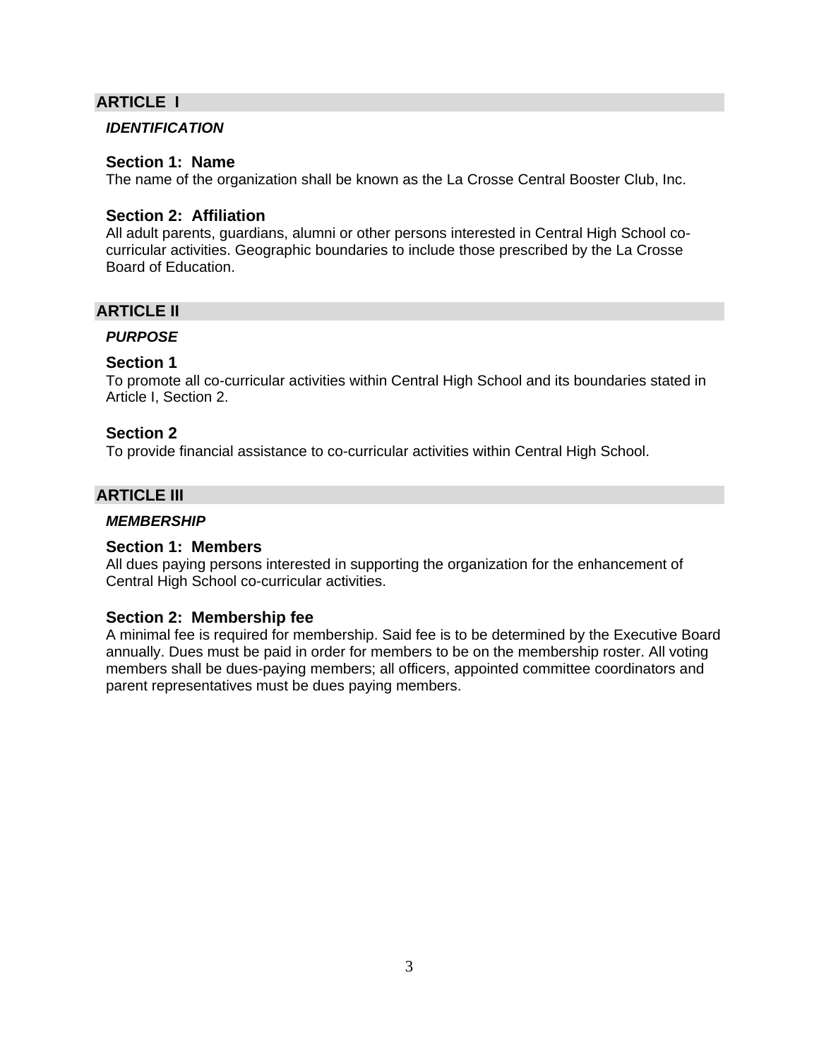## ARTICLE I

***IDENTIFICATION***

### Section 1: Name

The name of the organization shall be known as the La Crosse Central Booster Club, Inc.

### Section 2: Affiliation

All adult parents, guardians, alumni or other persons interested in Central High School co-curricular activities. Geographic boundaries to include those prescribed by the La Crosse Board of Education.

## ARTICLE II

***PURPOSE***

### Section 1

To promote all co-curricular activities within Central High School and its boundaries stated in Article I, Section 2.

### Section 2

To provide financial assistance to co-curricular activities within Central High School.

## ARTICLE III

***MEMBERSHIP***

### Section 1: Members

All dues paying persons interested in supporting the organization for the enhancement of Central High School co-curricular activities.

### Section 2: Membership fee

A minimal fee is required for membership. Said fee is to be determined by the Executive Board annually. Dues must be paid in order for members to be on the membership roster. All voting members shall be dues-paying members; all officers, appointed committee coordinators and parent representatives must be dues paying members.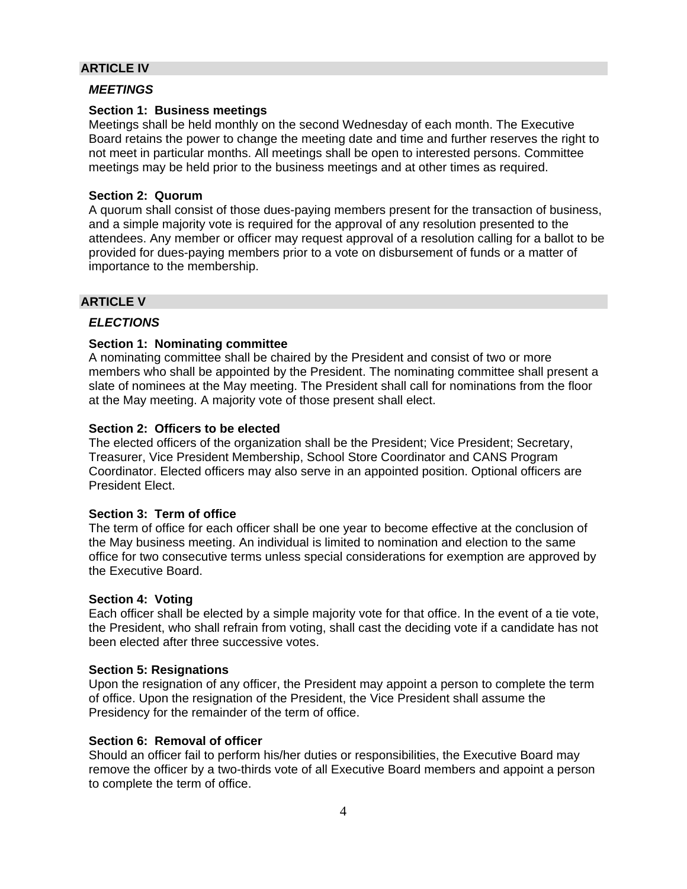## ARTICLE IV

### *MEETINGS*

**Section 1: Business meetings**
Meetings shall be held monthly on the second Wednesday of each month. The Executive Board retains the power to change the meeting date and time and further reserves the right to not meet in particular months. All meetings shall be open to interested persons. Committee meetings may be held prior to the business meetings and at other times as required.

**Section 2: Quorum**
A quorum shall consist of those dues-paying members present for the transaction of business, and a simple majority vote is required for the approval of any resolution presented to the attendees. Any member or officer may request approval of a resolution calling for a ballot to be provided for dues-paying members prior to a vote on disbursement of funds or a matter of importance to the membership.

## ARTICLE V

### *ELECTIONS*

**Section 1: Nominating committee**
A nominating committee shall be chaired by the President and consist of two or more members who shall be appointed by the President. The nominating committee shall present a slate of nominees at the May meeting. The President shall call for nominations from the floor at the May meeting. A majority vote of those present shall elect.

**Section 2: Officers to be elected**
The elected officers of the organization shall be the President; Vice President; Secretary, Treasurer, Vice President Membership, School Store Coordinator and CANS Program Coordinator. Elected officers may also serve in an appointed position. Optional officers are President Elect.

**Section 3: Term of office**
The term of office for each officer shall be one year to become effective at the conclusion of the May business meeting. An individual is limited to nomination and election to the same office for two consecutive terms unless special considerations for exemption are approved by the Executive Board.

**Section 4: Voting**
Each officer shall be elected by a simple majority vote for that office. In the event of a tie vote, the President, who shall refrain from voting, shall cast the deciding vote if a candidate has not been elected after three successive votes.

**Section 5: Resignations**
Upon the resignation of any officer, the President may appoint a person to complete the term of office. Upon the resignation of the President, the Vice President shall assume the Presidency for the remainder of the term of office.

**Section 6: Removal of officer**
Should an officer fail to perform his/her duties or responsibilities, the Executive Board may remove the officer by a two-thirds vote of all Executive Board members and appoint a person to complete the term of office.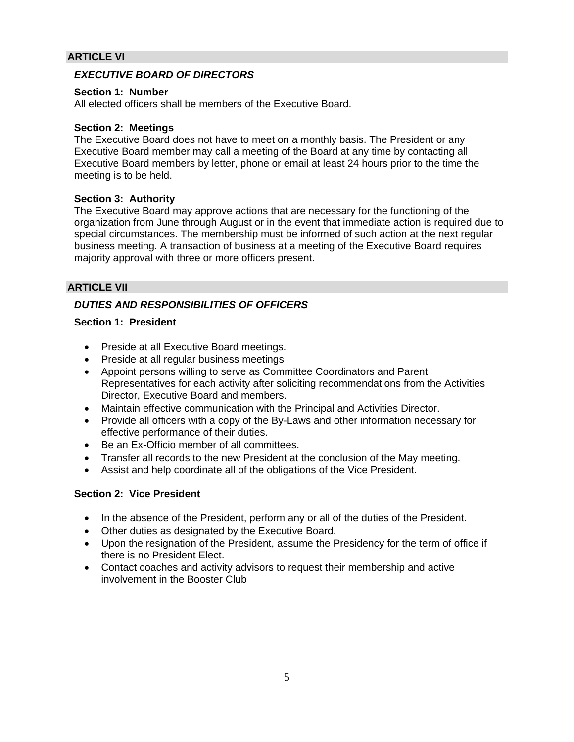## ARTICLE VI

### *EXECUTIVE BOARD OF DIRECTORS*

**Section 1: Number**
All elected officers shall be members of the Executive Board.

**Section 2: Meetings**
The Executive Board does not have to meet on a monthly basis. The President or any Executive Board member may call a meeting of the Board at any time by contacting all Executive Board members by letter, phone or email at least 24 hours prior to the time the meeting is to be held.

**Section 3: Authority**
The Executive Board may approve actions that are necessary for the functioning of the organization from June through August or in the event that immediate action is required due to special circumstances. The membership must be informed of such action at the next regular business meeting. A transaction of business at a meeting of the Executive Board requires majority approval with three or more officers present.

## ARTICLE VII

### *DUTIES AND RESPONSIBILITIES OF OFFICERS*

**Section 1: President**

- Preside at all Executive Board meetings.
- Preside at all regular business meetings
- Appoint persons willing to serve as Committee Coordinators and Parent Representatives for each activity after soliciting recommendations from the Activities Director, Executive Board and members.
- Maintain effective communication with the Principal and Activities Director.
- Provide all officers with a copy of the By-Laws and other information necessary for effective performance of their duties.
- Be an Ex-Officio member of all committees.
- Transfer all records to the new President at the conclusion of the May meeting.
- Assist and help coordinate all of the obligations of the Vice President.

**Section 2: Vice President**

- In the absence of the President, perform any or all of the duties of the President.
- Other duties as designated by the Executive Board.
- Upon the resignation of the President, assume the Presidency for the term of office if there is no President Elect.
- Contact coaches and activity advisors to request their membership and active involvement in the Booster Club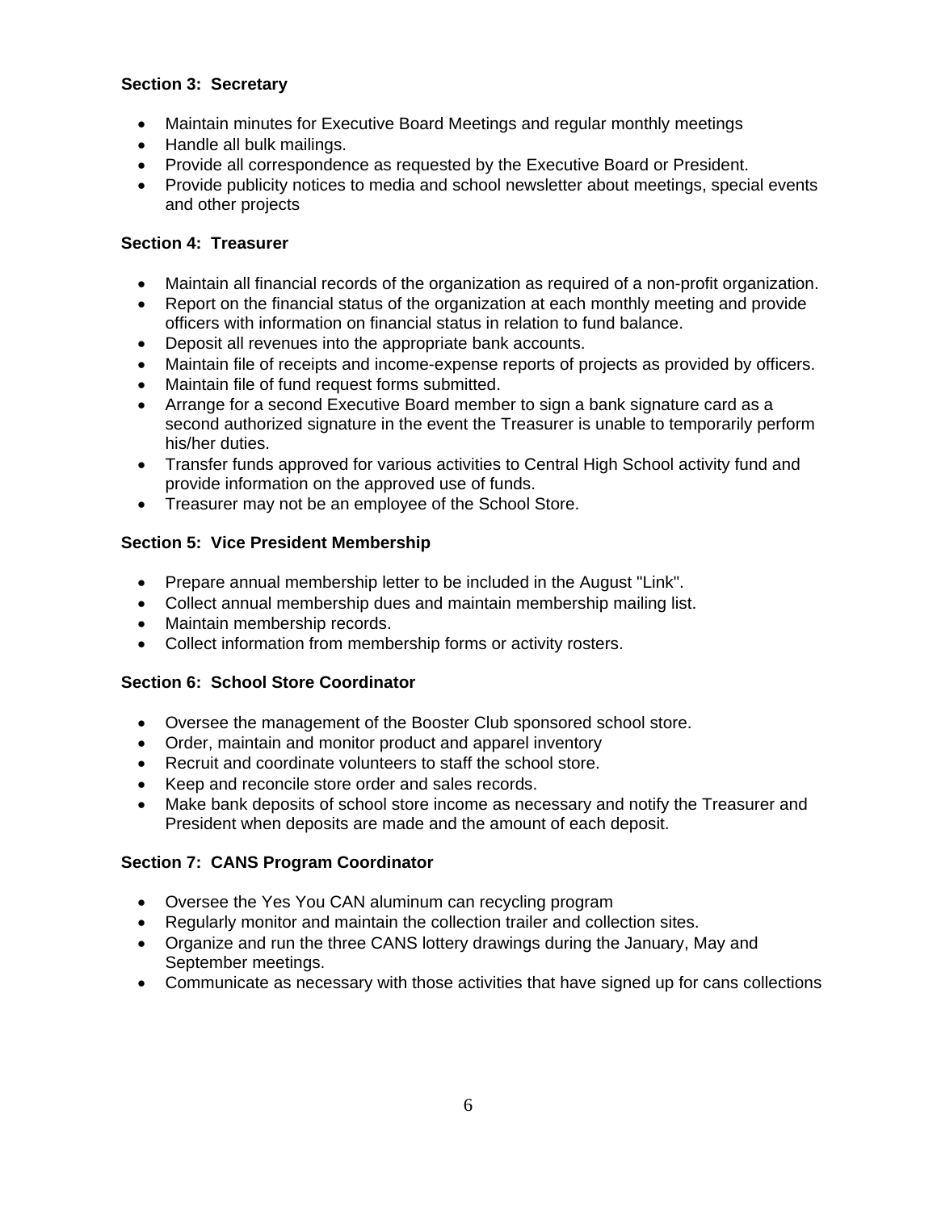**Section 3: Secretary**

- Maintain minutes for Executive Board Meetings and regular monthly meetings
- Handle all bulk mailings.
- Provide all correspondence as requested by the Executive Board or President.
- Provide publicity notices to media and school newsletter about meetings, special events and other projects

**Section 4: Treasurer**

- Maintain all financial records of the organization as required of a non-profit organization.
- Report on the financial status of the organization at each monthly meeting and provide officers with information on financial status in relation to fund balance.
- Deposit all revenues into the appropriate bank accounts.
- Maintain file of receipts and income-expense reports of projects as provided by officers.
- Maintain file of fund request forms submitted.
- Arrange for a second Executive Board member to sign a bank signature card as a second authorized signature in the event the Treasurer is unable to temporarily perform his/her duties.
- Transfer funds approved for various activities to Central High School activity fund and provide information on the approved use of funds.
- Treasurer may not be an employee of the School Store.

**Section 5: Vice President Membership**

- Prepare annual membership letter to be included in the August "Link".
- Collect annual membership dues and maintain membership mailing list.
- Maintain membership records.
- Collect information from membership forms or activity rosters.

**Section 6: School Store Coordinator**

- Oversee the management of the Booster Club sponsored school store.
- Order, maintain and monitor product and apparel inventory
- Recruit and coordinate volunteers to staff the school store.
- Keep and reconcile store order and sales records.
- Make bank deposits of school store income as necessary and notify the Treasurer and President when deposits are made and the amount of each deposit.

**Section 7: CANS Program Coordinator**

- Oversee the Yes You CAN aluminum can recycling program
- Regularly monitor and maintain the collection trailer and collection sites.
- Organize and run the three CANS lottery drawings during the January, May and September meetings.
- Communicate as necessary with those activities that have signed up for cans collections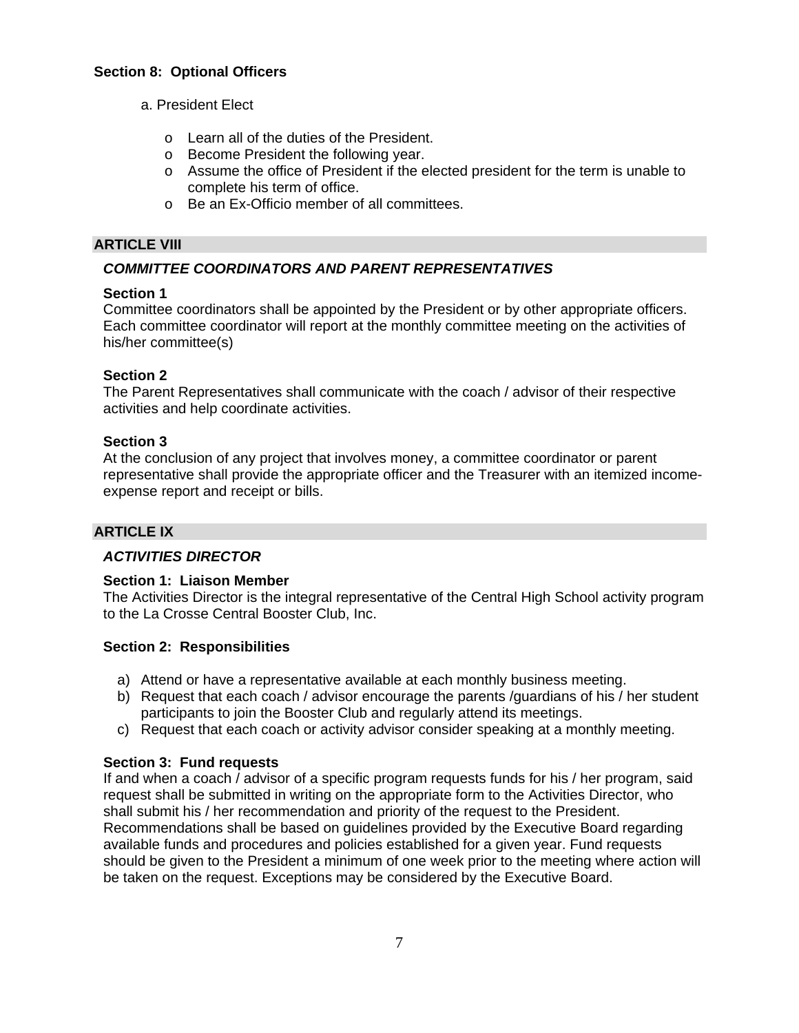**Section 8: Optional Officers**

a. President Elect

- Learn all of the duties of the President.
- Become President the following year.
- Assume the office of President if the elected president for the term is unable to complete his term of office.
- Be an Ex-Officio member of all committees.

## ARTICLE VIII

### *COMMITTEE COORDINATORS AND PARENT REPRESENTATIVES*

**Section 1**
Committee coordinators shall be appointed by the President or by other appropriate officers. Each committee coordinator will report at the monthly committee meeting on the activities of his/her committee(s)

**Section 2**
The Parent Representatives shall communicate with the coach / advisor of their respective activities and help coordinate activities.

**Section 3**
At the conclusion of any project that involves money, a committee coordinator or parent representative shall provide the appropriate officer and the Treasurer with an itemized income-expense report and receipt or bills.

## ARTICLE IX

### *ACTIVITIES DIRECTOR*

**Section 1: Liaison Member**
The Activities Director is the integral representative of the Central High School activity program to the La Crosse Central Booster Club, Inc.

**Section 2: Responsibilities**

a) Attend or have a representative available at each monthly business meeting.
b) Request that each coach / advisor encourage the parents /guardians of his / her student participants to join the Booster Club and regularly attend its meetings.
c) Request that each coach or activity advisor consider speaking at a monthly meeting.

**Section 3: Fund requests**
If and when a coach / advisor of a specific program requests funds for his / her program, said request shall be submitted in writing on the appropriate form to the Activities Director, who shall submit his / her recommendation and priority of the request to the President. Recommendations shall be based on guidelines provided by the Executive Board regarding available funds and procedures and policies established for a given year. Fund requests should be given to the President a minimum of one week prior to the meeting where action will be taken on the request. Exceptions may be considered by the Executive Board.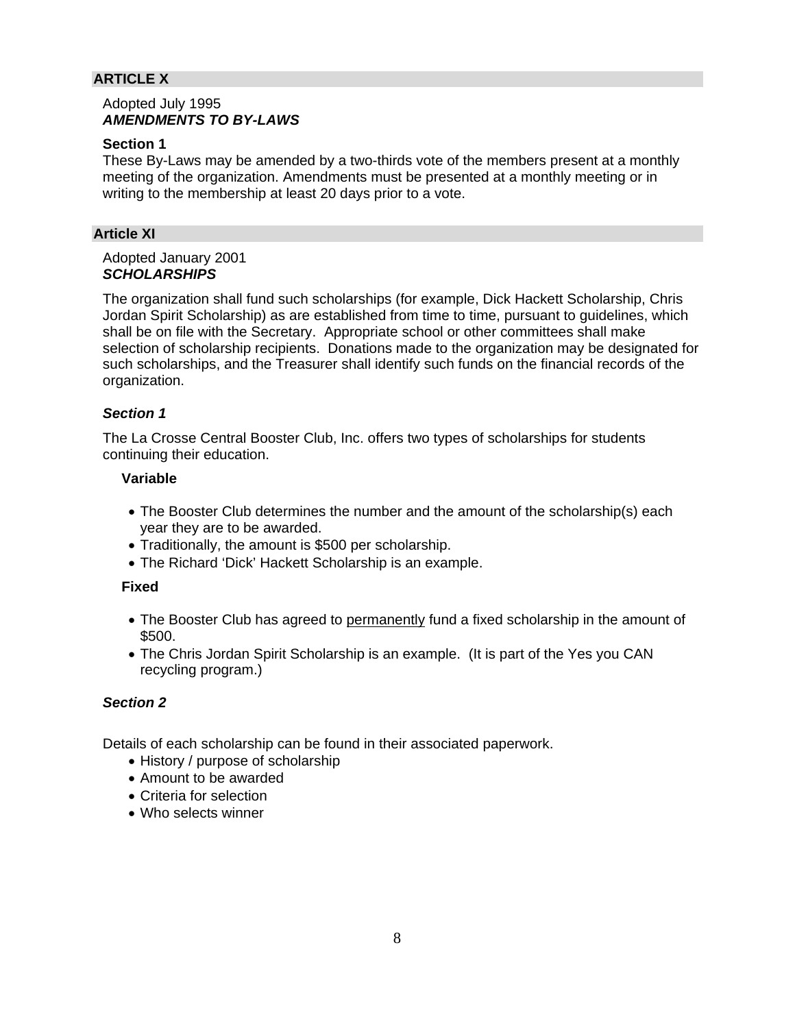## ARTICLE X

Adopted July 1995
***AMENDMENTS TO BY-LAWS***

**Section 1**
These By-Laws may be amended by a two-thirds vote of the members present at a monthly meeting of the organization. Amendments must be presented at a monthly meeting or in writing to the membership at least 20 days prior to a vote.

## Article XI

Adopted January 2001
***SCHOLARSHIPS***

The organization shall fund such scholarships (for example, Dick Hackett Scholarship, Chris Jordan Spirit Scholarship) as are established from time to time, pursuant to guidelines, which shall be on file with the Secretary. Appropriate school or other committees shall make selection of scholarship recipients. Donations made to the organization may be designated for such scholarships, and the Treasurer shall identify such funds on the financial records of the organization.

***Section 1***

The La Crosse Central Booster Club, Inc. offers two types of scholarships for students continuing their education.

**Variable**

- The Booster Club determines the number and the amount of the scholarship(s) each year they are to be awarded.
- Traditionally, the amount is $500 per scholarship.
- The Richard 'Dick' Hackett Scholarship is an example.

**Fixed**

- The Booster Club has agreed to <u>permanently</u> fund a fixed scholarship in the amount of $500.
- The Chris Jordan Spirit Scholarship is an example. (It is part of the Yes you CAN recycling program.)

***Section 2***

Details of each scholarship can be found in their associated paperwork.

- History / purpose of scholarship
- Amount to be awarded
- Criteria for selection
- Who selects winner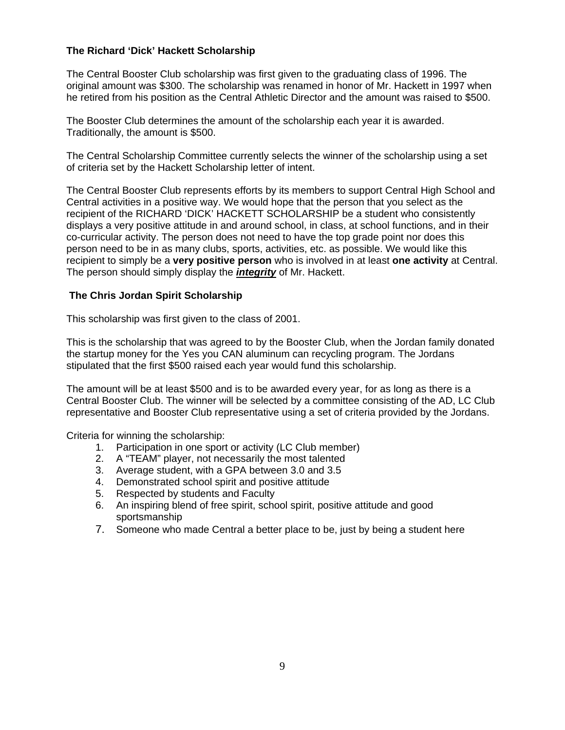**The Richard 'Dick' Hackett Scholarship**

The Central Booster Club scholarship was first given to the graduating class of 1996. The original amount was $300. The scholarship was renamed in honor of Mr. Hackett in 1997 when he retired from his position as the Central Athletic Director and the amount was raised to $500.

The Booster Club determines the amount of the scholarship each year it is awarded. Traditionally, the amount is $500.

The Central Scholarship Committee currently selects the winner of the scholarship using a set of criteria set by the Hackett Scholarship letter of intent.

The Central Booster Club represents efforts by its members to support Central High School and Central activities in a positive way. We would hope that the person that you select as the recipient of the RICHARD 'DICK' HACKETT SCHOLARSHIP be a student who consistently displays a very positive attitude in and around school, in class, at school functions, and in their co-curricular activity. The person does not need to have the top grade point nor does this person need to be in as many clubs, sports, activities, etc. as possible. We would like this recipient to simply be a **very positive person** who is involved in at least **one activity** at Central. The person should simply display the ***integrity*** of Mr. Hackett.

**The Chris Jordan Spirit Scholarship**

This scholarship was first given to the class of 2001.

This is the scholarship that was agreed to by the Booster Club, when the Jordan family donated the startup money for the Yes you CAN aluminum can recycling program. The Jordans stipulated that the first $500 raised each year would fund this scholarship.

The amount will be at least $500 and is to be awarded every year, for as long as there is a Central Booster Club. The winner will be selected by a committee consisting of the AD, LC Club representative and Booster Club representative using a set of criteria provided by the Jordans.

Criteria for winning the scholarship:

1. Participation in one sport or activity (LC Club member)
2. A "TEAM" player, not necessarily the most talented
3. Average student, with a GPA between 3.0 and 3.5
4. Demonstrated school spirit and positive attitude
5. Respected by students and Faculty
6. An inspiring blend of free spirit, school spirit, positive attitude and good sportsmanship
7. Someone who made Central a better place to be, just by being a student here